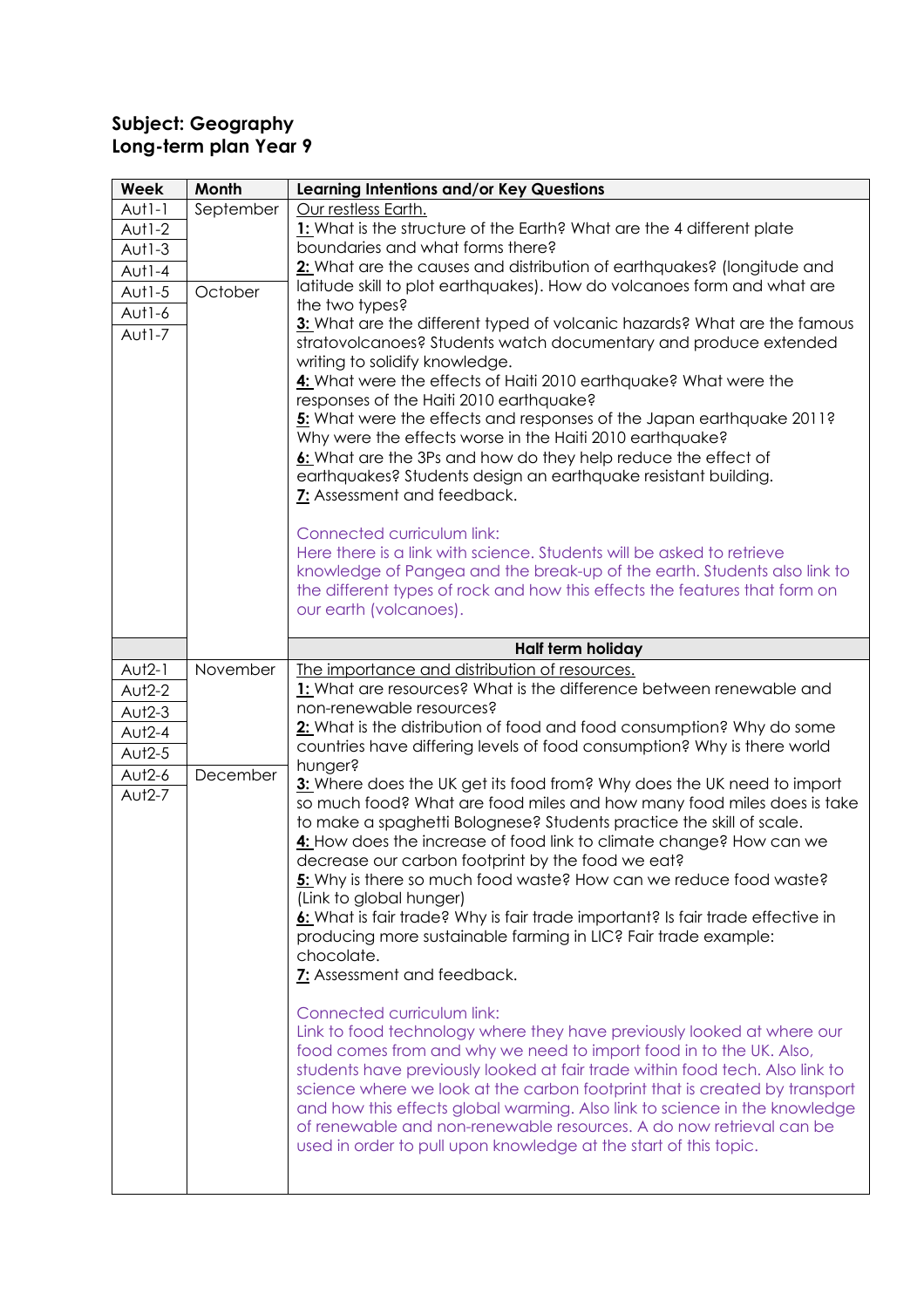**Subject: Geography**
**Long-term plan Year 9**

| Week | Month | Learning Intentions and/or Key Questions |
|---|---|---|
| Aut1-1<br>Aut1-2<br>Aut1-3<br>Aut1-4<br>Aut1-5<br>Aut1-6<br>Aut1-7 | September<br><br><br><br>October | Our restless Earth.<br>**1:** What is the structure of the Earth? What are the 4 different plate boundaries and what forms there?<br>**2:** What are the causes and distribution of earthquakes? (longitude and latitude skill to plot earthquakes). How do volcanoes form and what are the two types?<br>**3:** What are the different typed of volcanic hazards? What are the famous stratovolcanoes? Students watch documentary and produce extended writing to solidify knowledge.<br>**4:** What were the effects of Haiti 2010 earthquake? What were the responses of the Haiti 2010 earthquake?<br>**5:** What were the effects and responses of the Japan earthquake 2011? Why were the effects worse in the Haiti 2010 earthquake?<br>**6:** What are the 3Ps and how do they help reduce the effect of earthquakes? Students design an earthquake resistant building.<br>**7:** Assessment and feedback.<br><br>Connected curriculum link:<br>Here there is a link with science. Students will be asked to retrieve knowledge of Pangea and the break-up of the earth. Students also link to the different types of rock and how this effects the features that form on our earth (volcanoes). |
| | | **Half term holiday** |
| Aut2-1<br>Aut2-2<br>Aut2-3<br>Aut2-4<br>Aut2-5<br>Aut2-6<br>Aut2-7 | November<br><br><br><br><br>December | The importance and distribution of resources.<br>**1:** What are resources? What is the difference between renewable and non-renewable resources?<br>**2:** What is the distribution of food and food consumption? Why do some countries have differing levels of food consumption? Why is there world hunger?<br>**3:** Where does the UK get its food from? Why does the UK need to import so much food? What are food miles and how many food miles does is take to make a spaghetti Bolognese? Students practice the skill of scale.<br>**4:** How does the increase of food link to climate change? How can we decrease our carbon footprint by the food we eat?<br>**5:** Why is there so much food waste? How can we reduce food waste? (Link to global hunger)<br>**6:** What is fair trade? Why is fair trade important? Is fair trade effective in producing more sustainable farming in LIC? Fair trade example: chocolate.<br>**7:** Assessment and feedback.<br><br>Connected curriculum link:<br>Link to food technology where they have previously looked at where our food comes from and why we need to import food in to the UK. Also, students have previously looked at fair trade within food tech. Also link to science where we look at the carbon footprint that is created by transport and how this effects global warming. Also link to science in the knowledge of renewable and non-renewable resources. A do now retrieval can be used in order to pull upon knowledge at the start of this topic. |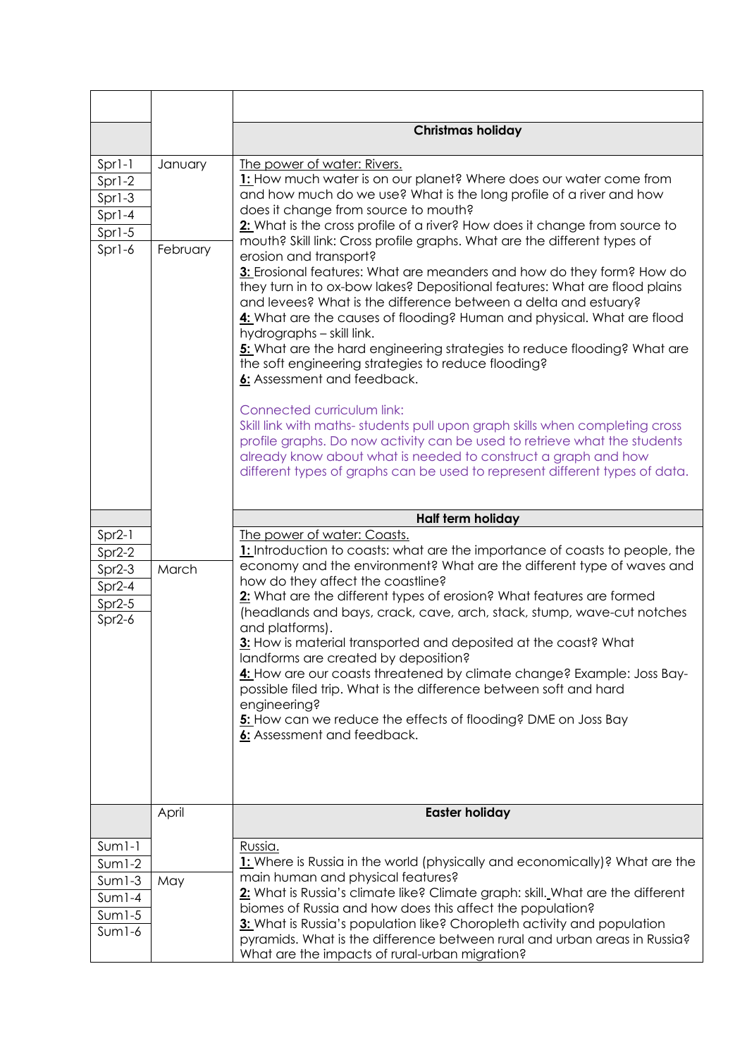| | | |
|---|---|---|
| | | **Christmas holiday** |
| Spr1-1<br>Spr1-2<br>Spr1-3<br>Spr1-4<br>Spr1-5<br>Spr1-6 | January<br><br><br><br><br>February | The power of water: Rivers.<br>**1:** How much water is on our planet? Where does our water come from and how much do we use? What is the long profile of a river and how does it change from source to mouth?<br>**2:** What is the cross profile of a river? How does it change from source to mouth? Skill link: Cross profile graphs. What are the different types of erosion and transport?<br>**3:** Erosional features: What are meanders and how do they form? How do they turn in to ox-bow lakes? Depositional features: What are flood plains and levees? What is the difference between a delta and estuary?<br>**4:** What are the causes of flooding? Human and physical. What are flood hydrographs – skill link.<br>**5:** What are the hard engineering strategies to reduce flooding? What are the soft engineering strategies to reduce flooding?<br>**6:** Assessment and feedback.<br><br>Connected curriculum link:<br>Skill link with maths- students pull upon graph skills when completing cross profile graphs. Do now activity can be used to retrieve what the students already know about what is needed to construct a graph and how different types of graphs can be used to represent different types of data. |
| | | **Half term holiday** |
| Spr2-1<br>Spr2-2<br>Spr2-3<br>Spr2-4<br>Spr2-5<br>Spr2-6 | <br><br>March | The power of water: Coasts.<br>**1:** Introduction to coasts: what are the importance of coasts to people, the economy and the environment? What are the different type of waves and how do they affect the coastline?<br>**2:** What are the different types of erosion? What features are formed (headlands and bays, crack, cave, arch, stack, stump, wave-cut notches and platforms).<br>**3:** How is material transported and deposited at the coast? What landforms are created by deposition?<br>**4:** How are our coasts threatened by climate change? Example: Joss Bay- possible filed trip. What is the difference between soft and hard engineering?<br>**5:** How can we reduce the effects of flooding? DME on Joss Bay<br>**6:** Assessment and feedback. |
| | April | **Easter holiday** |
| Sum1-1<br>Sum1-2<br>Sum1-3<br>Sum1-4<br>Sum1-5<br>Sum1-6 | <br><br>May | Russia.<br>**1:** Where is Russia in the world (physically and economically)? What are the main human and physical features?<br>**2:** What is Russia's climate like? Climate graph: skill. What are the different biomes of Russia and how does this affect the population?<br>**3:** What is Russia's population like? Choropleth activity and population pyramids. What is the difference between rural and urban areas in Russia? What are the impacts of rural-urban migration? |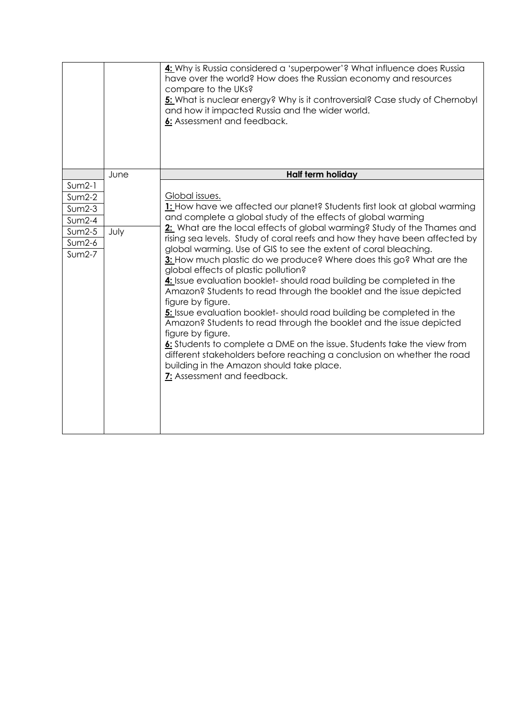| | | |
|---|---|---|
| | | **4:** Why is Russia considered a 'superpower'? What influence does Russia have over the world? How does the Russian economy and resources compare to the UKs?<br>**5:** What is nuclear energy? Why is it controversial? Case study of Chernobyl and how it impacted Russia and the wider world.<br>**6:** Assessment and feedback. |
| | June | **Half term holiday** |
| Sum2-1<br>Sum2-2<br>Sum2-3<br>Sum2-4<br>Sum2-5<br>Sum2-6<br>Sum2-7 | <br><br><br><br>July | Global issues.<br>**1:** How have we affected our planet? Students first look at global warming and complete a global study of the effects of global warming<br>**2:** What are the local effects of global warming? Study of the Thames and rising sea levels. Study of coral reefs and how they have been affected by global warming. Use of GIS to see the extent of coral bleaching.<br>**3:** How much plastic do we produce? Where does this go? What are the global effects of plastic pollution?<br>**4:** Issue evaluation booklet- should road building be completed in the Amazon? Students to read through the booklet and the issue depicted figure by figure.<br>**5:** Issue evaluation booklet- should road building be completed in the Amazon? Students to read through the booklet and the issue depicted figure by figure.<br>**6:** Students to complete a DME on the issue. Students take the view from different stakeholders before reaching a conclusion on whether the road building in the Amazon should take place.<br>**7:** Assessment and feedback. |